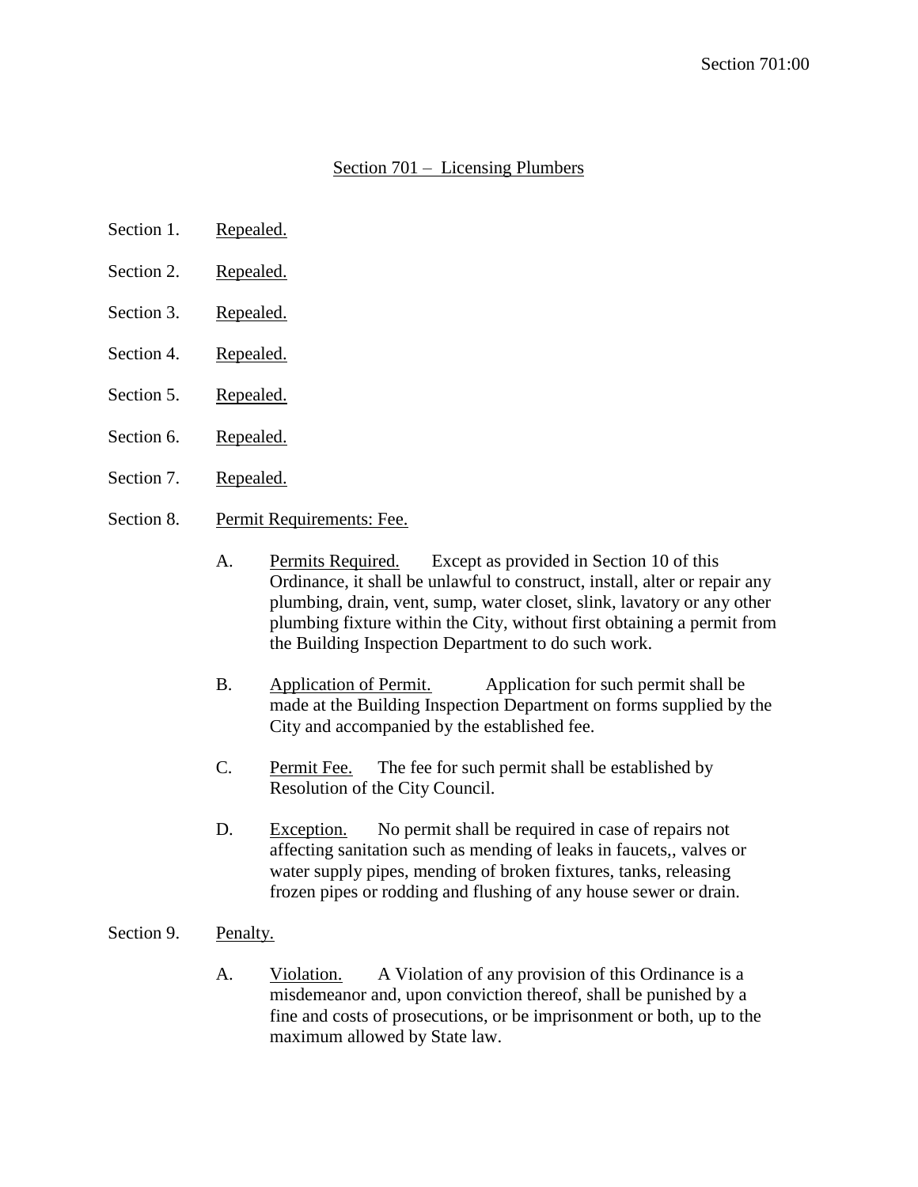# Section 701 – Licensing Plumbers

Section 1. Repealed.

Section 2. Repealed.

Section 3. Repealed.

Section 4. Repealed.

Section 5. Repealed.

Section 6. Repealed.

Section 7. Repealed.

Section 8. Permit Requirements: Fee.

A. Permits Required. Except as provided in Section 10 of this Ordinance, it shall be unlawful to construct, install, alter or repair any plumbing, drain, vent, sump, water closet, slink, lavatory or any other plumbing fixture within the City, without first obtaining a permit from the Building Inspection Department to do such work.

B. Application of Permit. Application for such permit shall be made at the Building Inspection Department on forms supplied by the City and accompanied by the established fee.

C. Permit Fee. The fee for such permit shall be established by Resolution of the City Council.

D. Exception. No permit shall be required in case of repairs not affecting sanitation such as mending of leaks in faucets,, valves or water supply pipes, mending of broken fixtures, tanks, releasing frozen pipes or rodding and flushing of any house sewer or drain.

Section 9. Penalty.

A. Violation. A Violation of any provision of this Ordinance is a misdemeanor and, upon conviction thereof, shall be punished by a fine and costs of prosecutions, or be imprisonment or both, up to the maximum allowed by State law.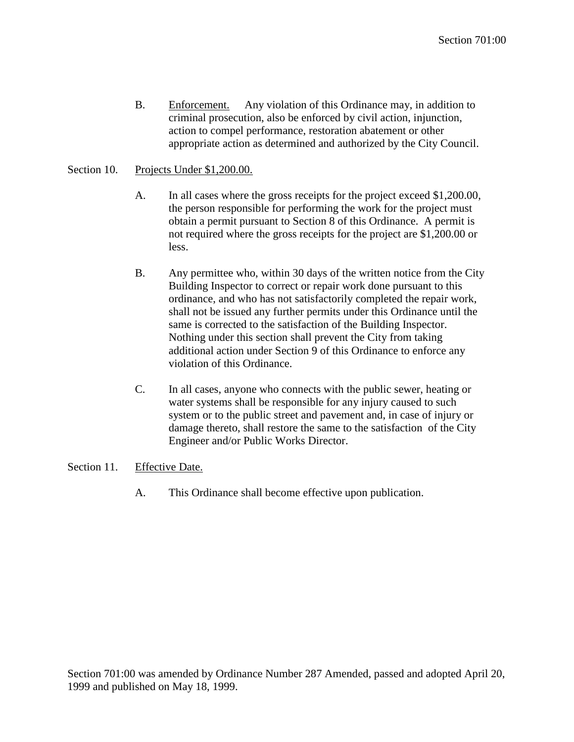B. Enforcement. Any violation of this Ordinance may, in addition to criminal prosecution, also be enforced by civil action, injunction, action to compel performance, restoration abatement or other appropriate action as determined and authorized by the City Council.

Section 10. Projects Under $1,200.00.

A. In all cases where the gross receipts for the project exceed $1,200.00, the person responsible for performing the work for the project must obtain a permit pursuant to Section 8 of this Ordinance. A permit is not required where the gross receipts for the project are $1,200.00 or less.

B. Any permittee who, within 30 days of the written notice from the City Building Inspector to correct or repair work done pursuant to this ordinance, and who has not satisfactorily completed the repair work, shall not be issued any further permits under this Ordinance until the same is corrected to the satisfaction of the Building Inspector. Nothing under this section shall prevent the City from taking additional action under Section 9 of this Ordinance to enforce any violation of this Ordinance.

C. In all cases, anyone who connects with the public sewer, heating or water systems shall be responsible for any injury caused to such system or to the public street and pavement and, in case of injury or damage thereto, shall restore the same to the satisfaction of the City Engineer and/or Public Works Director.

Section 11. Effective Date.

A. This Ordinance shall become effective upon publication.

Section 701:00 was amended by Ordinance Number 287 Amended, passed and adopted April 20, 1999 and published on May 18, 1999.